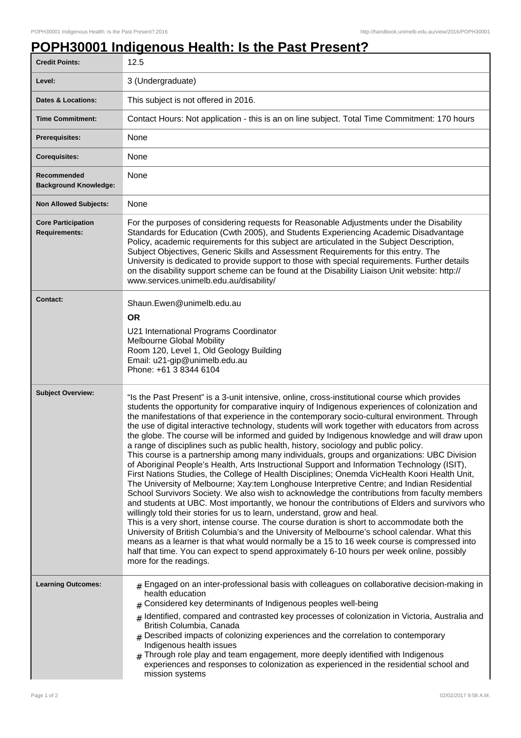# POPH30001 Indigenous Health: Is the Past Present?

| | |
|---|---|
| **Credit Points:** | 12.5 |
| **Level:** | 3 (Undergraduate) |
| **Dates & Locations:** | This subject is not offered in 2016. |
| **Time Commitment:** | Contact Hours: Not application - this is an on line subject. Total Time Commitment: 170 hours |
| **Prerequisites:** | None |
| **Corequisites:** | None |
| **Recommended Background Knowledge:** | None |
| **Non Allowed Subjects:** | None |
| **Core Participation Requirements:** | For the purposes of considering requests for Reasonable Adjustments under the Disability Standards for Education (Cwth 2005), and Students Experiencing Academic Disadvantage Policy, academic requirements for this subject are articulated in the Subject Description, Subject Objectives, Generic Skills and Assessment Requirements for this entry. The University is dedicated to provide support to those with special requirements. Further details on the disability support scheme can be found at the Disability Liaison Unit website: http://www.services.unimelb.edu.au/disability/ |
| **Contact:** | Shaun.Ewen@unimelb.edu.au<br>**OR**<br>U21 International Programs Coordinator<br>Melbourne Global Mobility<br>Room 120, Level 1, Old Geology Building<br>Email: u21-gip@unimelb.edu.au<br>Phone: +61 3 8344 6104 |
| **Subject Overview:** | “Is the Past Present” is a 3-unit intensive, online, cross-institutional course which provides students the opportunity for comparative inquiry of Indigenous experiences of colonization and the manifestations of that experience in the contemporary socio-cultural environment. Through the use of digital interactive technology, students will work together with educators from across the globe. The course will be informed and guided by Indigenous knowledge and will draw upon a range of disciplines such as public health, history, sociology and public policy.<br>This course is a partnership among many individuals, groups and organizations: UBC Division of Aboriginal People’s Health, Arts Instructional Support and Information Technology (ISIT), First Nations Studies, the College of Health Disciplines; Onemda VicHealth Koori Health Unit, The University of Melbourne; Xay:tem Longhouse Interpretive Centre; and Indian Residential School Survivors Society. We also wish to acknowledge the contributions from faculty members and students at UBC. Most importantly, we honour the contributions of Elders and survivors who willingly told their stories for us to learn, understand, grow and heal.<br>This is a very short, intense course. The course duration is short to accommodate both the University of British Columbia’s and the University of Melbourne’s school calendar. What this means as a learner is that what would normally be a 15 to 16 week course is compressed into half that time. You can expect to spend approximately 6-10 hours per week online, possibly more for the readings. |
| **Learning Outcomes:** | # Engaged on an inter-professional basis with colleagues on collaborative decision-making in health education<br># Considered key determinants of Indigenous peoples well-being<br># Identified, compared and contrasted key processes of colonization in Victoria, Australia and British Columbia, Canada<br># Described impacts of colonizing experiences and the correlation to contemporary Indigenous health issues<br># Through role play and team engagement, more deeply identified with Indigenous experiences and responses to colonization as experienced in the residential school and mission systems |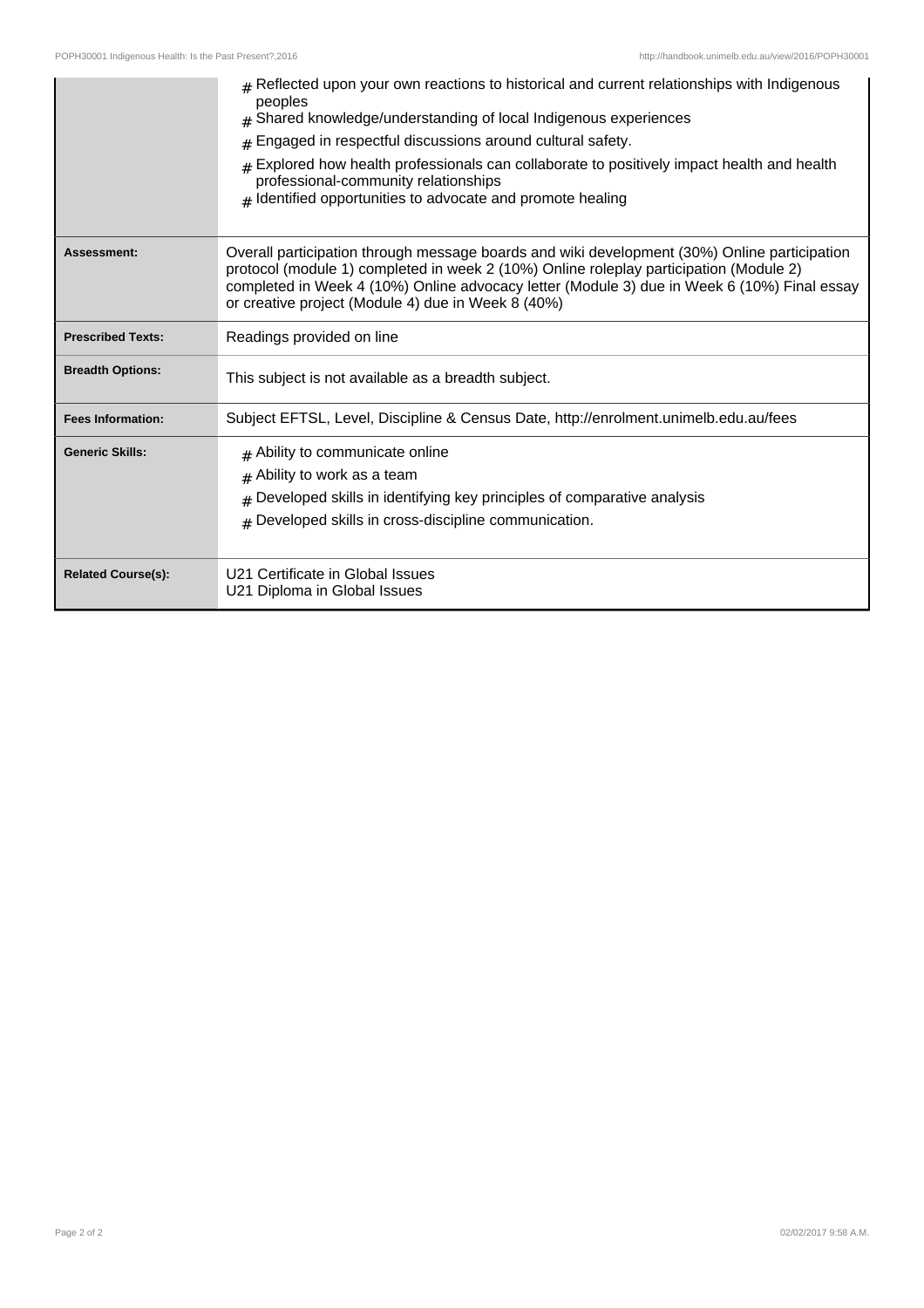| | |
|---|---|
| | # Reflected upon your own reactions to historical and current relationships with Indigenous peoples<br># Shared knowledge/understanding of local Indigenous experiences<br># Engaged in respectful discussions around cultural safety.<br># Explored how health professionals can collaborate to positively impact health and health professional-community relationships<br># Identified opportunities to advocate and promote healing |
| **Assessment:** | Overall participation through message boards and wiki development (30%) Online participation protocol (module 1) completed in week 2 (10%) Online roleplay participation (Module 2) completed in Week 4 (10%) Online advocacy letter (Module 3) due in Week 6 (10%) Final essay or creative project (Module 4) due in Week 8 (40%) |
| **Prescribed Texts:** | Readings provided on line |
| **Breadth Options:** | This subject is not available as a breadth subject. |
| **Fees Information:** | Subject EFTSL, Level, Discipline & Census Date, http://enrolment.unimelb.edu.au/fees |
| **Generic Skills:** | # Ability to communicate online<br># Ability to work as a team<br># Developed skills in identifying key principles of comparative analysis<br># Developed skills in cross-discipline communication. |
| **Related Course(s):** | U21 Certificate in Global Issues<br>U21 Diploma in Global Issues |